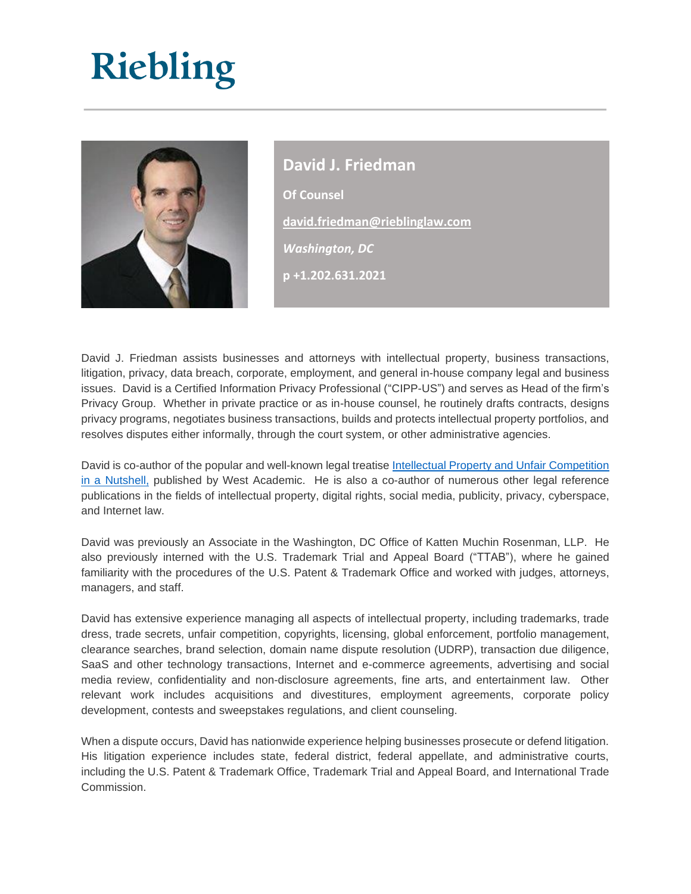# Riebling

## David J. Friedman

**Of Counsel**

**david.friedman@rieblinglaw.com**

***Washington, DC***

**p +1.202.631.2021**

David J. Friedman assists businesses and attorneys with intellectual property, business transactions, litigation, privacy, data breach, corporate, employment, and general in-house company legal and business issues. David is a Certified Information Privacy Professional ("CIPP-US") and serves as Head of the firm's Privacy Group. Whether in private practice or as in-house counsel, he routinely drafts contracts, designs privacy programs, negotiates business transactions, builds and protects intellectual property portfolios, and resolves disputes either informally, through the court system, or other administrative agencies.

David is co-author of the popular and well-known legal treatise Intellectual Property and Unfair Competition in a Nutshell, published by West Academic. He is also a co-author of numerous other legal reference publications in the fields of intellectual property, digital rights, social media, publicity, privacy, cyberspace, and Internet law.

David was previously an Associate in the Washington, DC Office of Katten Muchin Rosenman, LLP. He also previously interned with the U.S. Trademark Trial and Appeal Board ("TTAB"), where he gained familiarity with the procedures of the U.S. Patent & Trademark Office and worked with judges, attorneys, managers, and staff.

David has extensive experience managing all aspects of intellectual property, including trademarks, trade dress, trade secrets, unfair competition, copyrights, licensing, global enforcement, portfolio management, clearance searches, brand selection, domain name dispute resolution (UDRP), transaction due diligence, SaaS and other technology transactions, Internet and e-commerce agreements, advertising and social media review, confidentiality and non-disclosure agreements, fine arts, and entertainment law. Other relevant work includes acquisitions and divestitures, employment agreements, corporate policy development, contests and sweepstakes regulations, and client counseling.

When a dispute occurs, David has nationwide experience helping businesses prosecute or defend litigation. His litigation experience includes state, federal district, federal appellate, and administrative courts, including the U.S. Patent & Trademark Office, Trademark Trial and Appeal Board, and International Trade Commission.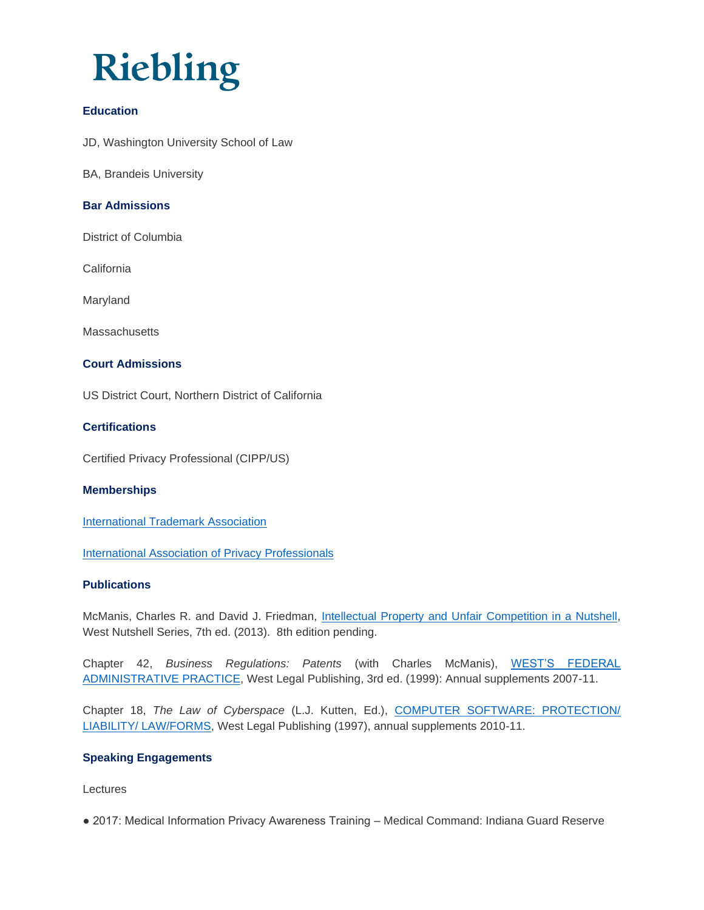# Riebling

### Education

JD, Washington University School of Law

BA, Brandeis University

### Bar Admissions

District of Columbia

California

Maryland

Massachusetts

### Court Admissions

US District Court, Northern District of California

### Certifications

Certified Privacy Professional (CIPP/US)

### Memberships

International Trademark Association

International Association of Privacy Professionals

### Publications

McManis, Charles R. and David J. Friedman, Intellectual Property and Unfair Competition in a Nutshell, West Nutshell Series, 7th ed. (2013). 8th edition pending.

Chapter 42, *Business Regulations: Patents* (with Charles McManis), WEST'S FEDERAL ADMINISTRATIVE PRACTICE, West Legal Publishing, 3rd ed. (1999): Annual supplements 2007-11.

Chapter 18, *The Law of Cyberspace* (L.J. Kutten, Ed.), COMPUTER SOFTWARE: PROTECTION/ LIABILITY/ LAW/FORMS, West Legal Publishing (1997), annual supplements 2010-11.

### Speaking Engagements

Lectures

- 2017: Medical Information Privacy Awareness Training – Medical Command: Indiana Guard Reserve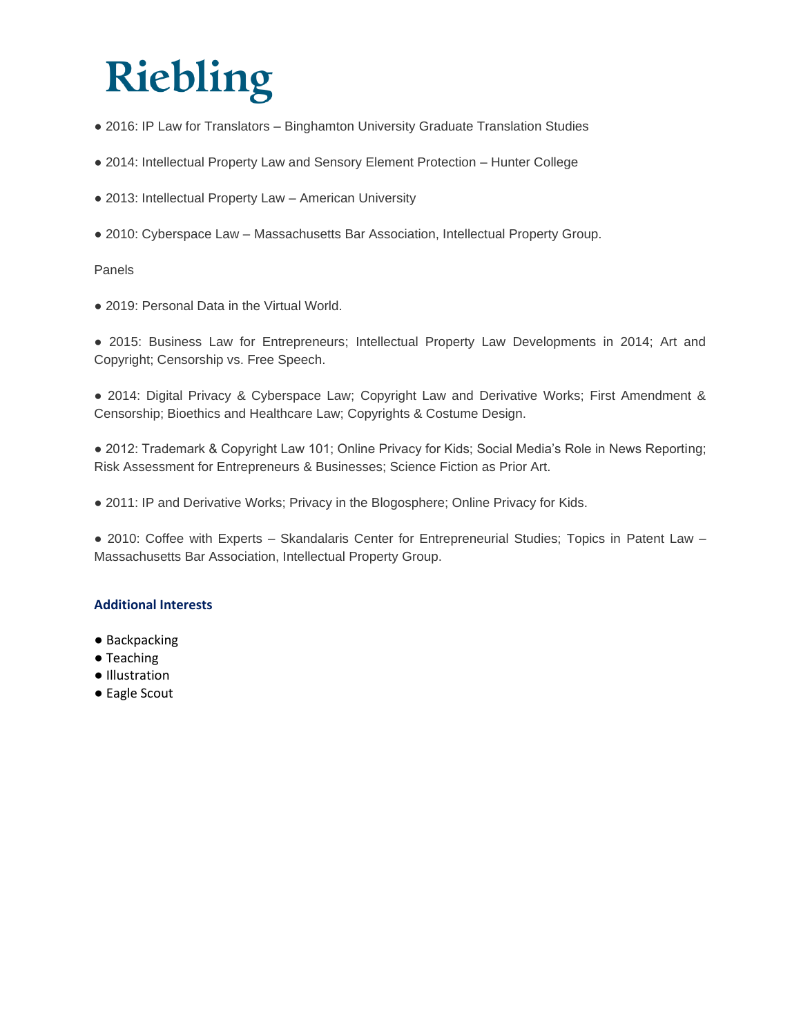● 2016: IP Law for Translators – Binghamton University Graduate Translation Studies

● 2014: Intellectual Property Law and Sensory Element Protection – Hunter College

● 2013: Intellectual Property Law – American University

● 2010: Cyberspace Law – Massachusetts Bar Association, Intellectual Property Group.

Panels

● 2019: Personal Data in the Virtual World.

● 2015: Business Law for Entrepreneurs; Intellectual Property Law Developments in 2014; Art and Copyright; Censorship vs. Free Speech.

● 2014: Digital Privacy & Cyberspace Law; Copyright Law and Derivative Works; First Amendment & Censorship; Bioethics and Healthcare Law; Copyrights & Costume Design.

● 2012: Trademark & Copyright Law 101; Online Privacy for Kids; Social Media's Role in News Reporting; Risk Assessment for Entrepreneurs & Businesses; Science Fiction as Prior Art.

● 2011: IP and Derivative Works; Privacy in the Blogosphere; Online Privacy for Kids.

● 2010: Coffee with Experts – Skandalaris Center for Entrepreneurial Studies; Topics in Patent Law – Massachusetts Bar Association, Intellectual Property Group.

### Additional Interests

- Backpacking
- Teaching
- Illustration
- Eagle Scout